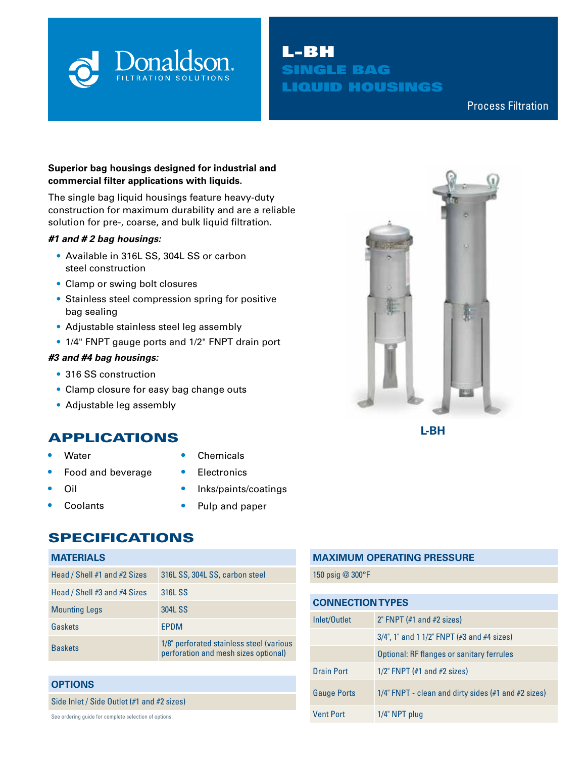Donaldson.
FILTRATION SOLUTIONS

# L-BH SINGLE BAG LIQUID HOUSINGS

Process Filtration

**Superior bag housings designed for industrial and commercial filter applications with liquids.**

The single bag liquid housings feature heavy-duty construction for maximum durability and are a reliable solution for pre-, coarse, and bulk liquid filtration.

***#1 and # 2 bag housings:***

- Available in 316L SS, 304L SS or carbon steel construction
- Clamp or swing bolt closures
- Stainless steel compression spring for positive bag sealing
- Adjustable stainless steel leg assembly
- 1/4" FNPT gauge ports and 1/2" FNPT drain port

***#3 and #4 bag housings:***

- 316 SS construction
- Clamp closure for easy bag change outs
- Adjustable leg assembly

L-BH

## APPLICATIONS

- Water
- Food and beverage
- Oil
- Coolants
- Chemicals
- Electronics
- Inks/paints/coatings
- Pulp and paper

## SPECIFICATIONS

| MATERIALS | |
|---|---|
| Head / Shell #1 and #2 Sizes | 316L SS, 304L SS, carbon steel |
| Head / Shell #3 and #4 Sizes | 316L SS |
| Mounting Legs | 304L SS |
| Gaskets | EPDM |
| Baskets | 1/8" perforated stainless steel (various perforation and mesh sizes optional) |

| OPTIONS |
|---|
| Side Inlet / Side Outlet (#1 and #2 sizes) |

See ordering guide for complete selection of options.

| MAXIMUM OPERATING PRESSURE |
|---|
| 150 psig @ 300°F |

| CONNECTION TYPES | |
|---|---|
| Inlet/Outlet | 2" FNPT (#1 and #2 sizes) |
| | 3/4", 1" and 1 1/2" FNPT (#3 and #4 sizes) |
| | Optional: RF flanges or sanitary ferrules |
| Drain Port | 1/2" FNPT (#1 and #2 sizes) |
| Gauge Ports | 1/4" FNPT - clean and dirty sides (#1 and #2 sizes) |
| Vent Port | 1/4" NPT plug |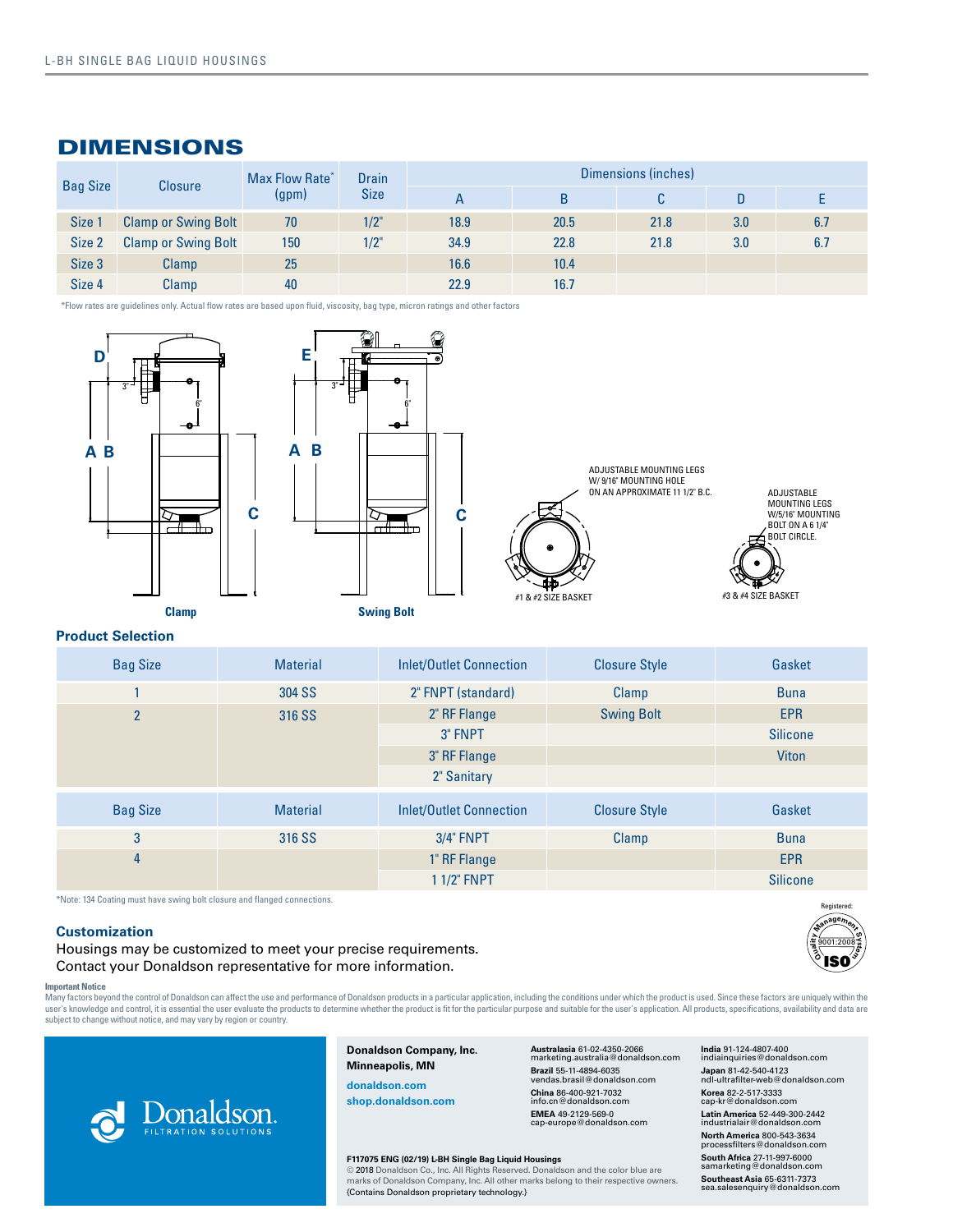## DIMENSIONS

| Bag Size | Closure | Max Flow Rate* (gpm) | Drain Size | Dimensions (inches) | | | | |
|---|---|---|---|---|---|---|---|---|
| | | | | A | B | C | D | E |
| Size 1 | Clamp or Swing Bolt | 70 | 1/2" | 18.9 | 20.5 | 21.8 | 3.0 | 6.7 |
| Size 2 | Clamp or Swing Bolt | 150 | 1/2" | 34.9 | 22.8 | 21.8 | 3.0 | 6.7 |
| Size 3 | Clamp | 25 | | 16.6 | 10.4 | | | |
| Size 4 | Clamp | 40 | | 22.9 | 16.7 | | | |

*Flow rates are guidelines only. Actual flow rates are based upon fluid, viscosity, bag type, micron ratings and other factors

D
E
3"
6"
A B
C
Clamp
Swing Bolt

ADJUSTABLE MOUNTING LEGS W/ 9/16" MOUNTING HOLE ON AN APPROXIMATE 11 1/2" B.C.

#1 & #2 SIZE BASKET

ADJUSTABLE MOUNTING LEGS W/5/16" MOUNTING BOLT ON A 6 1/4" BOLT CIRCLE.

#3 & #4 SIZE BASKET

### Product Selection

| Bag Size | Material | Inlet/Outlet Connection | Closure Style | Gasket |
|---|---|---|---|---|
| 1 | 304 SS | 2" FNPT (standard) | Clamp | Buna |
| 2 | 316 SS | 2" RF Flange | Swing Bolt | EPR |
| | | 3" FNPT | | Silicone |
| | | 3" RF Flange | | Viton |
| | | 2" Sanitary | | |

| Bag Size | Material | Inlet/Outlet Connection | Closure Style | Gasket |
|---|---|---|---|---|
| 3 | 316 SS | 3/4" FNPT | Clamp | Buna |
| 4 | | 1" RF Flange | | EPR |
| | | 1 1/2" FNPT | | Silicone |

*Note: 134 Coating must have swing bolt closure and flanged connections.

### Customization

Housings may be customized to meet your precise requirements. Contact your Donaldson representative for more information.

Registered: Quality Management System 9001:2008 ISO

**Important Notice**

Many factors beyond the control of Donaldson can affect the use and performance of Donaldson products in a particular application, including the conditions under which the product is used. Since these factors are uniquely within the user's knowledge and control, it is essential the user evaluate the products to determine whether the product is fit for the particular purpose and suitable for the user's application. All products, specifications, availability and data are subject to change without notice, and may vary by region or country.

Donaldson. FILTRATION SOLUTIONS

**Donaldson Company, Inc.**
**Minneapolis, MN**

**donaldson.com**
**shop.donaldson.com**

**Australasia** 61-02-4350-2066
marketing.australia@donaldson.com

**Brazil** 55-11-4894-6035
vendas.brasil@donaldson.com

**China** 86-400-921-7032
info.cn@donaldson.com

**EMEA** 49-2129-569-0
cap-europe@donaldson.com

**India** 91-124-4807-400
indiainquiries@donaldson.com

**Japan** 81-42-540-4123
ndl-ultrafilter-web@donaldson.com

**Korea** 82-2-517-3333
cap-kr@donaldson.com

**Latin America** 52-449-300-2442
industrialair@donaldson.com

**North America** 800-543-3634
processfilters@donaldson.com

**South Africa** 27-11-997-6000
samarketing@donaldson.com

**Southeast Asia** 65-6311-7373
sea.salesenquiry@donaldson.com

**F117075 ENG (02/19) L-BH Single Bag Liquid Housings**
© 2018 Donaldson Co., Inc. All Rights Reserved. Donaldson and the color blue are marks of Donaldson Company, Inc. All other marks belong to their respective owners. {Contains Donaldson proprietary technology.}